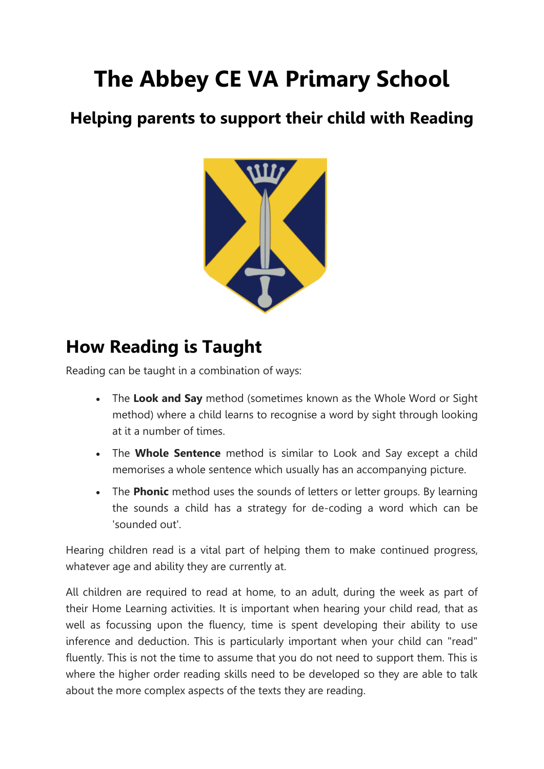# The Abbey CE VA Primary School

## Helping parents to support their child with Reading

## How Reading is Taught

Reading can be taught in a combination of ways:

- The **Look and Say** method (sometimes known as the Whole Word or Sight method) where a child learns to recognise a word by sight through looking at it a number of times.
- The **Whole Sentence** method is similar to Look and Say except a child memorises a whole sentence which usually has an accompanying picture.
- The **Phonic** method uses the sounds of letters or letter groups. By learning the sounds a child has a strategy for de-coding a word which can be 'sounded out'.

Hearing children read is a vital part of helping them to make continued progress, whatever age and ability they are currently at.

All children are required to read at home, to an adult, during the week as part of their Home Learning activities. It is important when hearing your child read, that as well as focussing upon the fluency, time is spent developing their ability to use inference and deduction. This is particularly important when your child can "read" fluently. This is not the time to assume that you do not need to support them. This is where the higher order reading skills need to be developed so they are able to talk about the more complex aspects of the texts they are reading.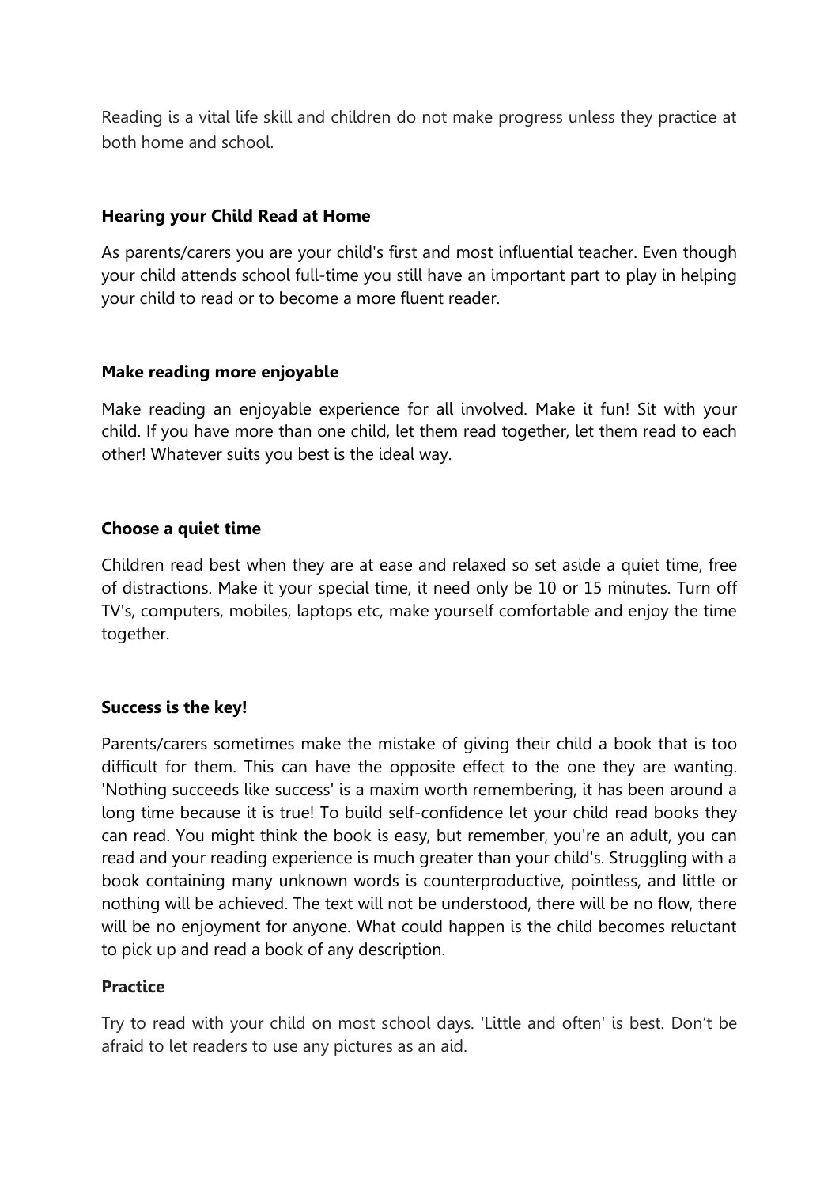Reading is a vital life skill and children do not make progress unless they practice at both home and school.

**Hearing your Child Read at Home**

As parents/carers you are your child's first and most influential teacher. Even though your child attends school full-time you still have an important part to play in helping your child to read or to become a more fluent reader.

**Make reading more enjoyable**

Make reading an enjoyable experience for all involved. Make it fun! Sit with your child. If you have more than one child, let them read together, let them read to each other! Whatever suits you best is the ideal way.

**Choose a quiet time**

Children read best when they are at ease and relaxed so set aside a quiet time, free of distractions. Make it your special time, it need only be 10 or 15 minutes. Turn off TV's, computers, mobiles, laptops etc, make yourself comfortable and enjoy the time together.

**Success is the key!**

Parents/carers sometimes make the mistake of giving their child a book that is too difficult for them. This can have the opposite effect to the one they are wanting. 'Nothing succeeds like success' is a maxim worth remembering, it has been around a long time because it is true! To build self-confidence let your child read books they can read. You might think the book is easy, but remember, you're an adult, you can read and your reading experience is much greater than your child's. Struggling with a book containing many unknown words is counterproductive, pointless, and little or nothing will be achieved. The text will not be understood, there will be no flow, there will be no enjoyment for anyone. What could happen is the child becomes reluctant to pick up and read a book of any description.

**Practice**

Try to read with your child on most school days. 'Little and often' is best. Don't be afraid to let readers to use any pictures as an aid.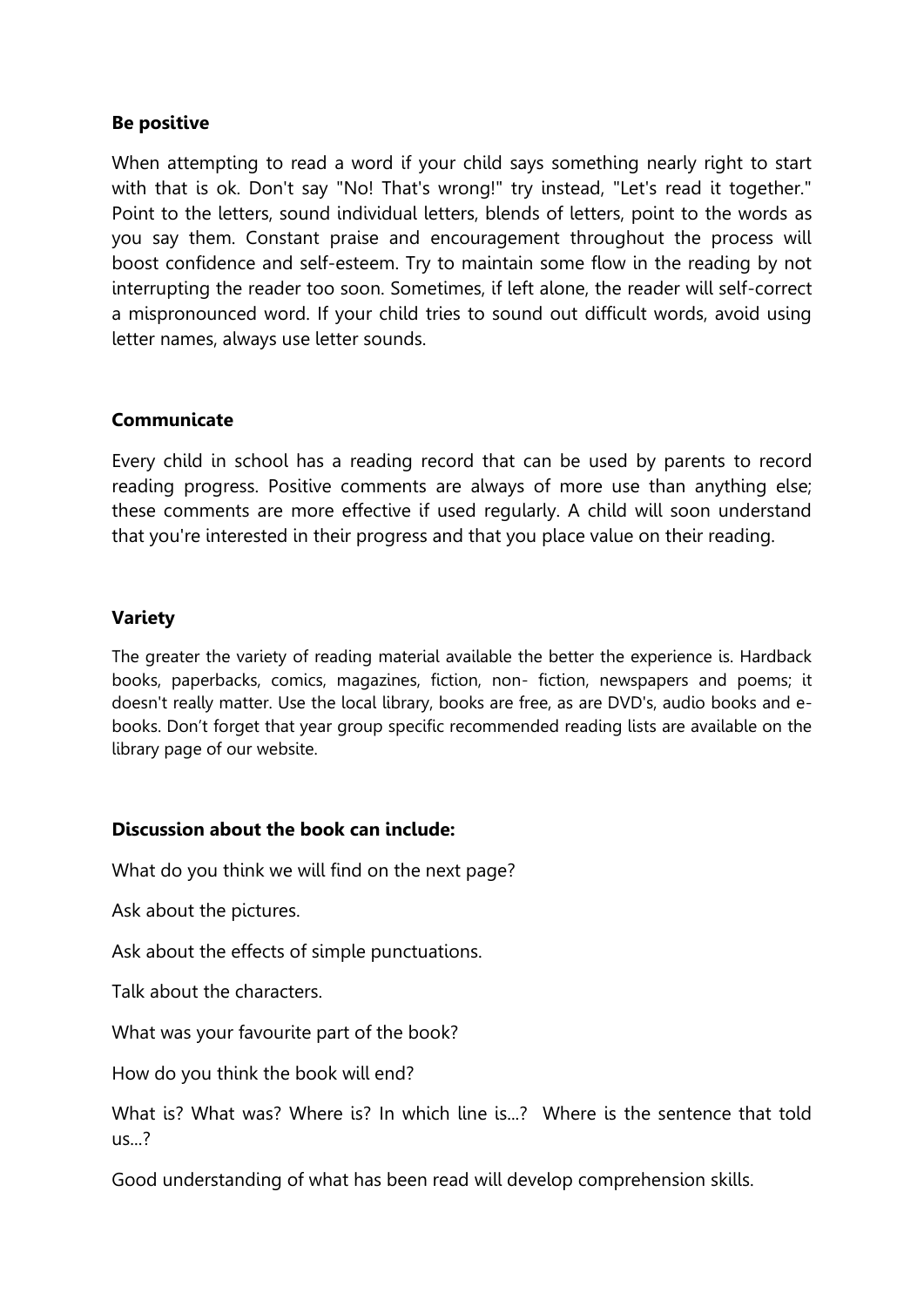**Be positive**

When attempting to read a word if your child says something nearly right to start with that is ok. Don't say "No! That's wrong!" try instead, "Let's read it together." Point to the letters, sound individual letters, blends of letters, point to the words as you say them. Constant praise and encouragement throughout the process will boost confidence and self-esteem. Try to maintain some flow in the reading by not interrupting the reader too soon. Sometimes, if left alone, the reader will self-correct a mispronounced word. If your child tries to sound out difficult words, avoid using letter names, always use letter sounds.

**Communicate**

Every child in school has a reading record that can be used by parents to record reading progress. Positive comments are always of more use than anything else; these comments are more effective if used regularly. A child will soon understand that you're interested in their progress and that you place value on their reading.

**Variety**

The greater the variety of reading material available the better the experience is. Hardback books, paperbacks, comics, magazines, fiction, non- fiction, newspapers and poems; it doesn't really matter. Use the local library, books are free, as are DVD's, audio books and e-books. Don't forget that year group specific recommended reading lists are available on the library page of our website.

**Discussion about the book can include:**

What do you think we will find on the next page?

Ask about the pictures.

Ask about the effects of simple punctuations.

Talk about the characters.

What was your favourite part of the book?

How do you think the book will end?

What is? What was? Where is? In which line is...? Where is the sentence that told us...?

Good understanding of what has been read will develop comprehension skills.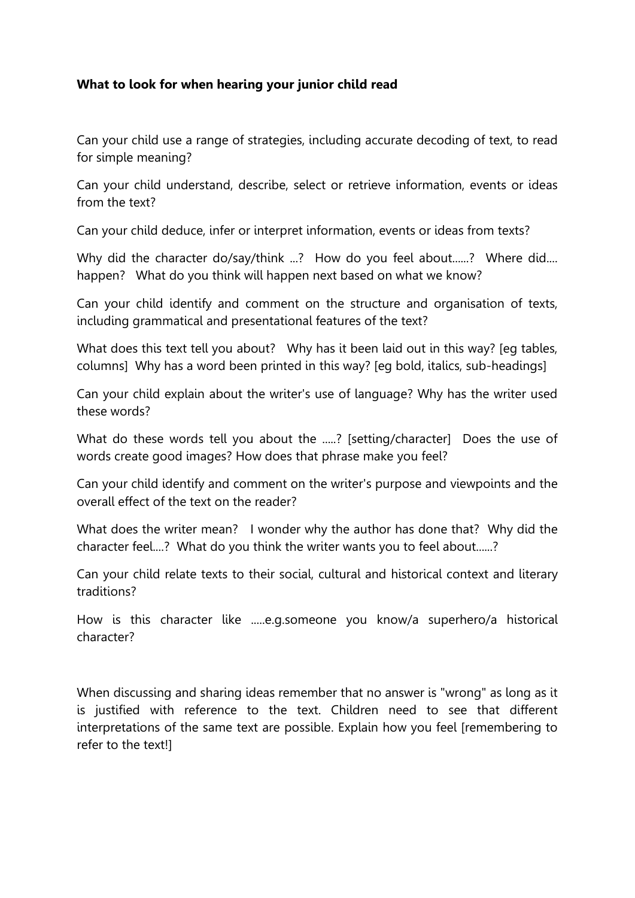**What to look for when hearing your junior child read**

Can your child use a range of strategies, including accurate decoding of text, to read for simple meaning?

Can your child understand, describe, select or retrieve information, events or ideas from the text?

Can your child deduce, infer or interpret information, events or ideas from texts?

Why did the character do/say/think ...? How do you feel about......? Where did.... happen? What do you think will happen next based on what we know?

Can your child identify and comment on the structure and organisation of texts, including grammatical and presentational features of the text?

What does this text tell you about? Why has it been laid out in this way? [eg tables, columns] Why has a word been printed in this way? [eg bold, italics, sub-headings]

Can your child explain about the writer's use of language? Why has the writer used these words?

What do these words tell you about the .....? [setting/character] Does the use of words create good images? How does that phrase make you feel?

Can your child identify and comment on the writer's purpose and viewpoints and the overall effect of the text on the reader?

What does the writer mean? I wonder why the author has done that? Why did the character feel....? What do you think the writer wants you to feel about......?

Can your child relate texts to their social, cultural and historical context and literary traditions?

How is this character like .....e.g.someone you know/a superhero/a historical character?

When discussing and sharing ideas remember that no answer is "wrong" as long as it is justified with reference to the text. Children need to see that different interpretations of the same text are possible. Explain how you feel [remembering to refer to the text!]